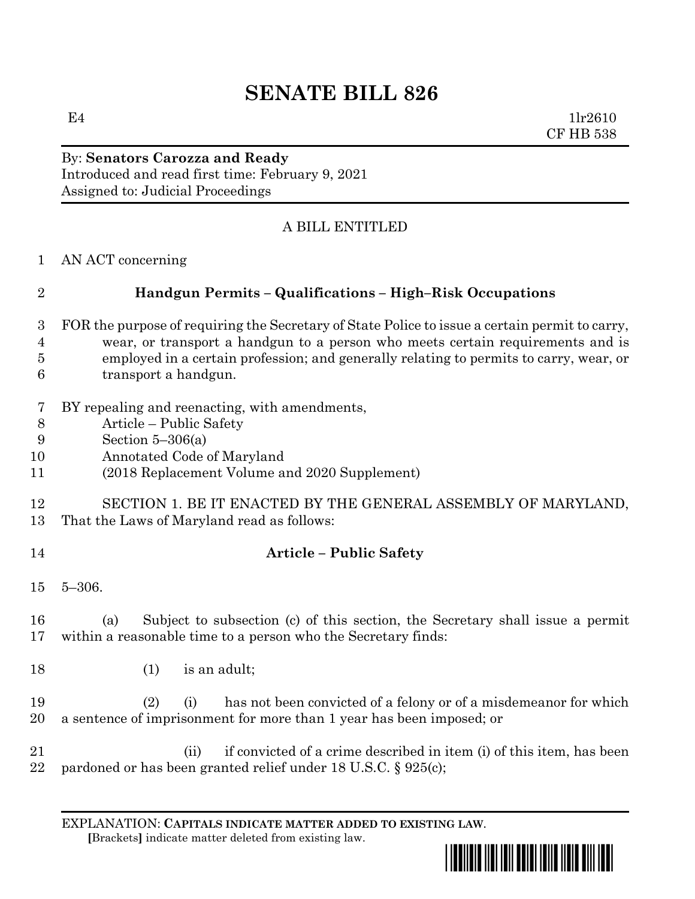# SENATE BILL 826

E4 1lr2610
CF HB 538

By: **Senators Carozza and Ready**
Introduced and read first time: February 9, 2021
Assigned to: Judicial Proceedings

A BILL ENTITLED

1 AN ACT concerning

2 **Handgun Permits – Qualifications – High–Risk Occupations**

3 FOR the purpose of requiring the Secretary of State Police to issue a certain permit to carry,
4 wear, or transport a handgun to a person who meets certain requirements and is
5 employed in a certain profession; and generally relating to permits to carry, wear, or
6 transport a handgun.

7 BY repealing and reenacting, with amendments,
8 Article – Public Safety
9 Section 5–306(a)
10 Annotated Code of Maryland
11 (2018 Replacement Volume and 2020 Supplement)

12 SECTION 1. BE IT ENACTED BY THE GENERAL ASSEMBLY OF MARYLAND,
13 That the Laws of Maryland read as follows:

14 **Article – Public Safety**

15 5–306.

16 (a) Subject to subsection (c) of this section, the Secretary shall issue a permit
17 within a reasonable time to a person who the Secretary finds:

18 (1) is an adult;

19 (2) (i) has not been convicted of a felony or of a misdemeanor for which
20 a sentence of imprisonment for more than 1 year has been imposed; or

21 (ii) if convicted of a crime described in item (i) of this item, has been
22 pardoned or has been granted relief under 18 U.S.C. § 925(c);

EXPLANATION: **CAPITALS INDICATE MATTER ADDED TO EXISTING LAW**.
**[**Brackets**]** indicate matter deleted from existing law.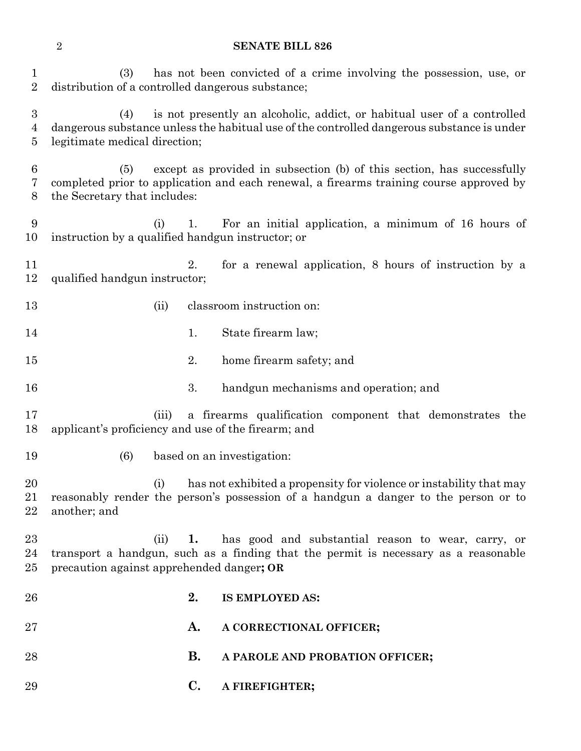(3) has not been convicted of a crime involving the possession, use, or distribution of a controlled dangerous substance;

(4) is not presently an alcoholic, addict, or habitual user of a controlled dangerous substance unless the habitual use of the controlled dangerous substance is under legitimate medical direction;

(5) except as provided in subsection (b) of this section, has successfully completed prior to application and each renewal, a firearms training course approved by the Secretary that includes:

(i) 1. For an initial application, a minimum of 16 hours of instruction by a qualified handgun instructor; or

2. for a renewal application, 8 hours of instruction by a qualified handgun instructor;

(ii) classroom instruction on:

1. State firearm law;

2. home firearm safety; and

3. handgun mechanisms and operation; and

(iii) a firearms qualification component that demonstrates the applicant's proficiency and use of the firearm; and

(6) based on an investigation:

(i) has not exhibited a propensity for violence or instability that may reasonably render the person's possession of a handgun a danger to the person or to another; and

(ii) **1.** has good and substantial reason to wear, carry, or transport a handgun, such as a finding that the permit is necessary as a reasonable precaution against apprehended danger**; OR**

**2. IS EMPLOYED AS:**

**A. A CORRECTIONAL OFFICER;**

**B. A PAROLE AND PROBATION OFFICER;**

**C. A FIREFIGHTER;**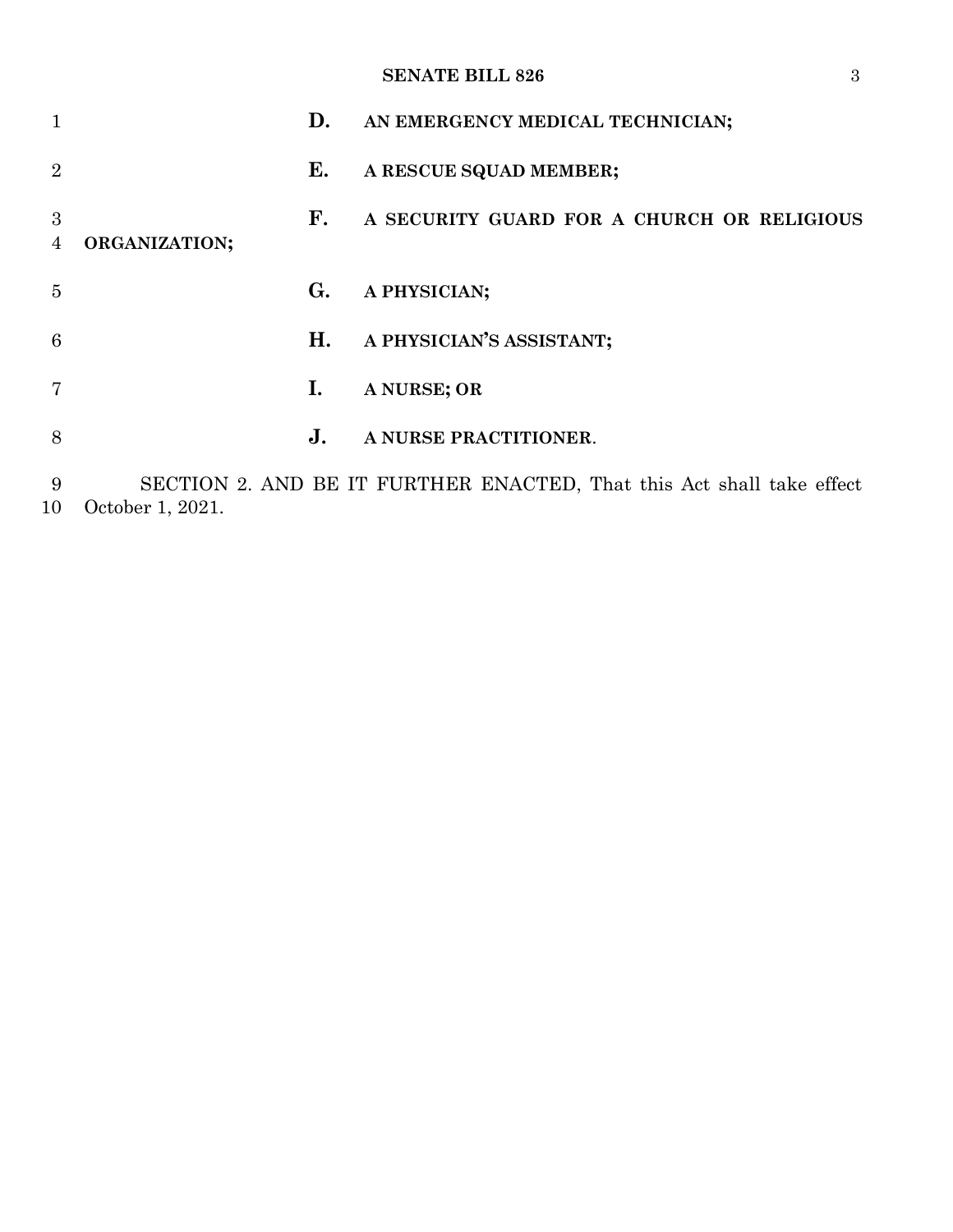**D. AN EMERGENCY MEDICAL TECHNICIAN;**

**E. A RESCUE SQUAD MEMBER;**

**F. A SECURITY GUARD FOR A CHURCH OR RELIGIOUS ORGANIZATION;**

**G. A PHYSICIAN;**

**H. A PHYSICIAN'S ASSISTANT;**

**I. A NURSE; OR**

**J. A NURSE PRACTITIONER**.

SECTION 2. AND BE IT FURTHER ENACTED, That this Act shall take effect October 1, 2021.